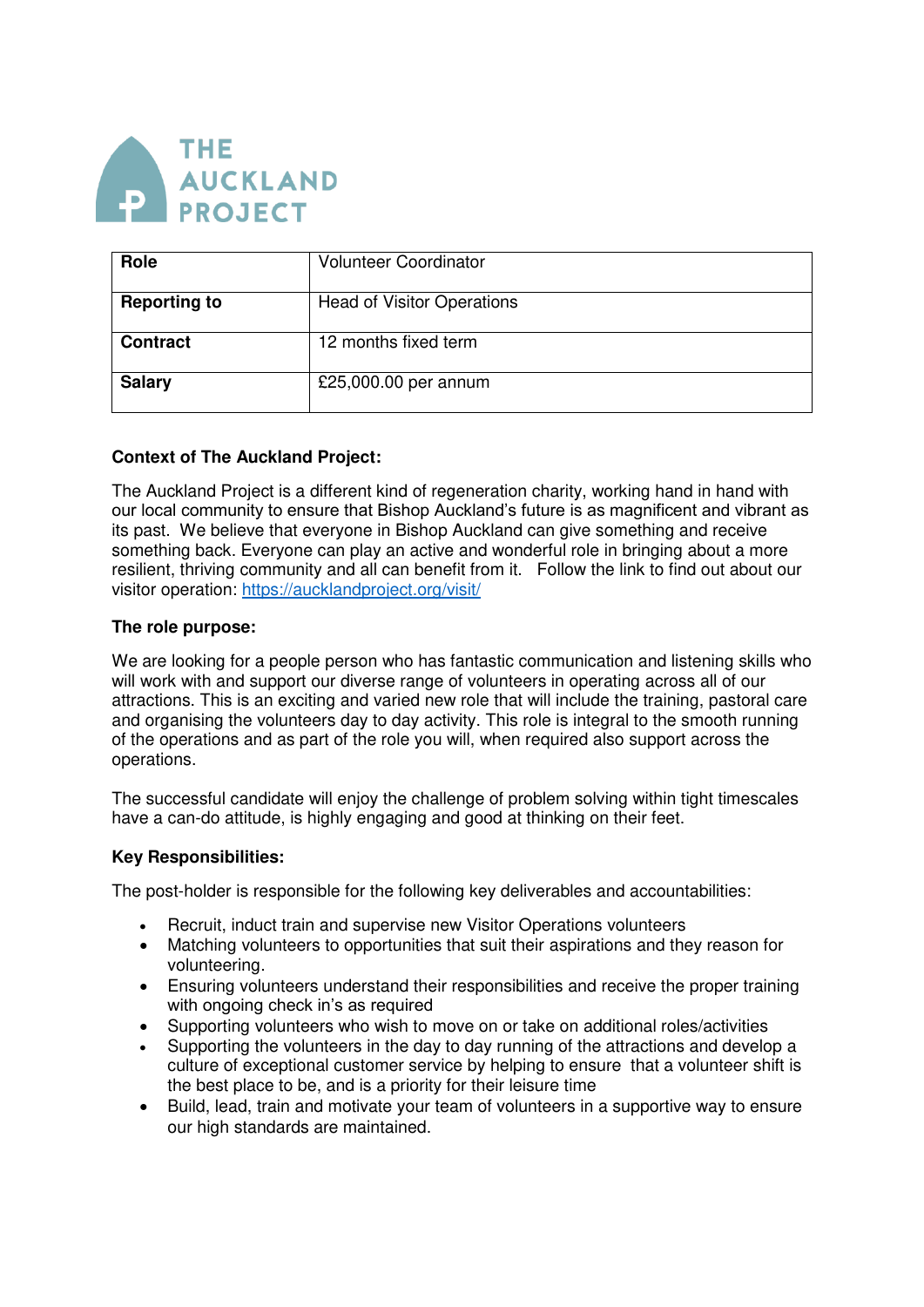# THE AUCKLAND PROJECT

| Role | Volunteer Coordinator |
|---|---|
| Reporting to | Head of Visitor Operations |
| Contract | 12 months fixed term |
| Salary | £25,000.00 per annum |

**Context of The Auckland Project:**

The Auckland Project is a different kind of regeneration charity, working hand in hand with our local community to ensure that Bishop Auckland's future is as magnificent and vibrant as its past. We believe that everyone in Bishop Auckland can give something and receive something back. Everyone can play an active and wonderful role in bringing about a more resilient, thriving community and all can benefit from it. Follow the link to find out about our visitor operation: https://aucklandproject.org/visit/

**The role purpose:**

We are looking for a people person who has fantastic communication and listening skills who will work with and support our diverse range of volunteers in operating across all of our attractions. This is an exciting and varied new role that will include the training, pastoral care and organising the volunteers day to day activity. This role is integral to the smooth running of the operations and as part of the role you will, when required also support across the operations.

The successful candidate will enjoy the challenge of problem solving within tight timescales have a can-do attitude, is highly engaging and good at thinking on their feet.

**Key Responsibilities:**

The post-holder is responsible for the following key deliverables and accountabilities:

- Recruit, induct train and supervise new Visitor Operations volunteers
- Matching volunteers to opportunities that suit their aspirations and they reason for volunteering.
- Ensuring volunteers understand their responsibilities and receive the proper training with ongoing check in's as required
- Supporting volunteers who wish to move on or take on additional roles/activities
- Supporting the volunteers in the day to day running of the attractions and develop a culture of exceptional customer service by helping to ensure that a volunteer shift is the best place to be, and is a priority for their leisure time
- Build, lead, train and motivate your team of volunteers in a supportive way to ensure our high standards are maintained.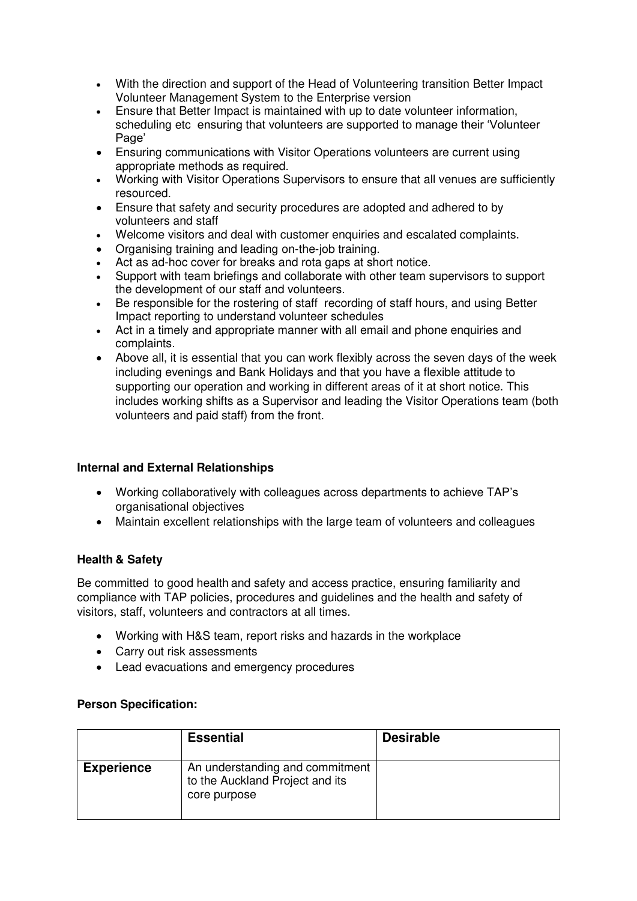- With the direction and support of the Head of Volunteering transition Better Impact Volunteer Management System to the Enterprise version
- Ensure that Better Impact is maintained with up to date volunteer information, scheduling etc ensuring that volunteers are supported to manage their 'Volunteer Page'
- Ensuring communications with Visitor Operations volunteers are current using appropriate methods as required.
- Working with Visitor Operations Supervisors to ensure that all venues are sufficiently resourced.
- Ensure that safety and security procedures are adopted and adhered to by volunteers and staff
- Welcome visitors and deal with customer enquiries and escalated complaints.
- Organising training and leading on-the-job training.
- Act as ad-hoc cover for breaks and rota gaps at short notice.
- Support with team briefings and collaborate with other team supervisors to support the development of our staff and volunteers.
- Be responsible for the rostering of staff recording of staff hours, and using Better Impact reporting to understand volunteer schedules
- Act in a timely and appropriate manner with all email and phone enquiries and complaints.
- Above all, it is essential that you can work flexibly across the seven days of the week including evenings and Bank Holidays and that you have a flexible attitude to supporting our operation and working in different areas of it at short notice. This includes working shifts as a Supervisor and leading the Visitor Operations team (both volunteers and paid staff) from the front.

**Internal and External Relationships**

- Working collaboratively with colleagues across departments to achieve TAP's organisational objectives
- Maintain excellent relationships with the large team of volunteers and colleagues

**Health & Safety**

Be committed to good health and safety and access practice, ensuring familiarity and compliance with TAP policies, procedures and guidelines and the health and safety of visitors, staff, volunteers and contractors at all times.

- Working with H&S team, report risks and hazards in the workplace
- Carry out risk assessments
- Lead evacuations and emergency procedures

**Person Specification:**

| | **Essential** | **Desirable** |
|---|---|---|
| **Experience** | An understanding and commitment to the Auckland Project and its core purpose | |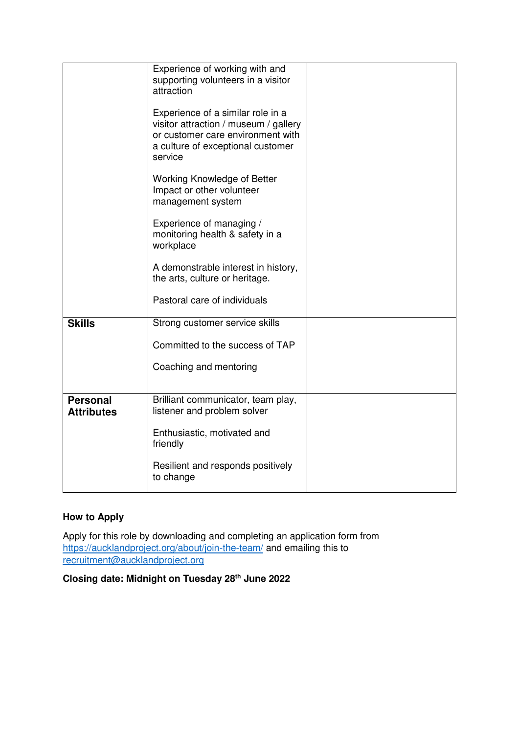| | | |
|---|---|---|
| | Experience of working with and supporting volunteers in a visitor attraction<br><br>Experience of a similar role in a visitor attraction / museum / gallery or customer care environment with a culture of exceptional customer service<br><br>Working Knowledge of Better Impact or other volunteer management system<br><br>Experience of managing / monitoring health & safety in a workplace<br><br>A demonstrable interest in history, the arts, culture or heritage.<br><br>Pastoral care of individuals | |
| **Skills** | Strong customer service skills<br><br>Committed to the success of TAP<br><br>Coaching and mentoring | |
| **Personal Attributes** | Brilliant communicator, team play, listener and problem solver<br><br>Enthusiastic, motivated and friendly<br><br>Resilient and responds positively to change | |

**How to Apply**

Apply for this role by downloading and completing an application form from https://aucklandproject.org/about/join-the-team/ and emailing this to recruitment@aucklandproject.org

**Closing date: Midnight on Tuesday 28th June 2022**